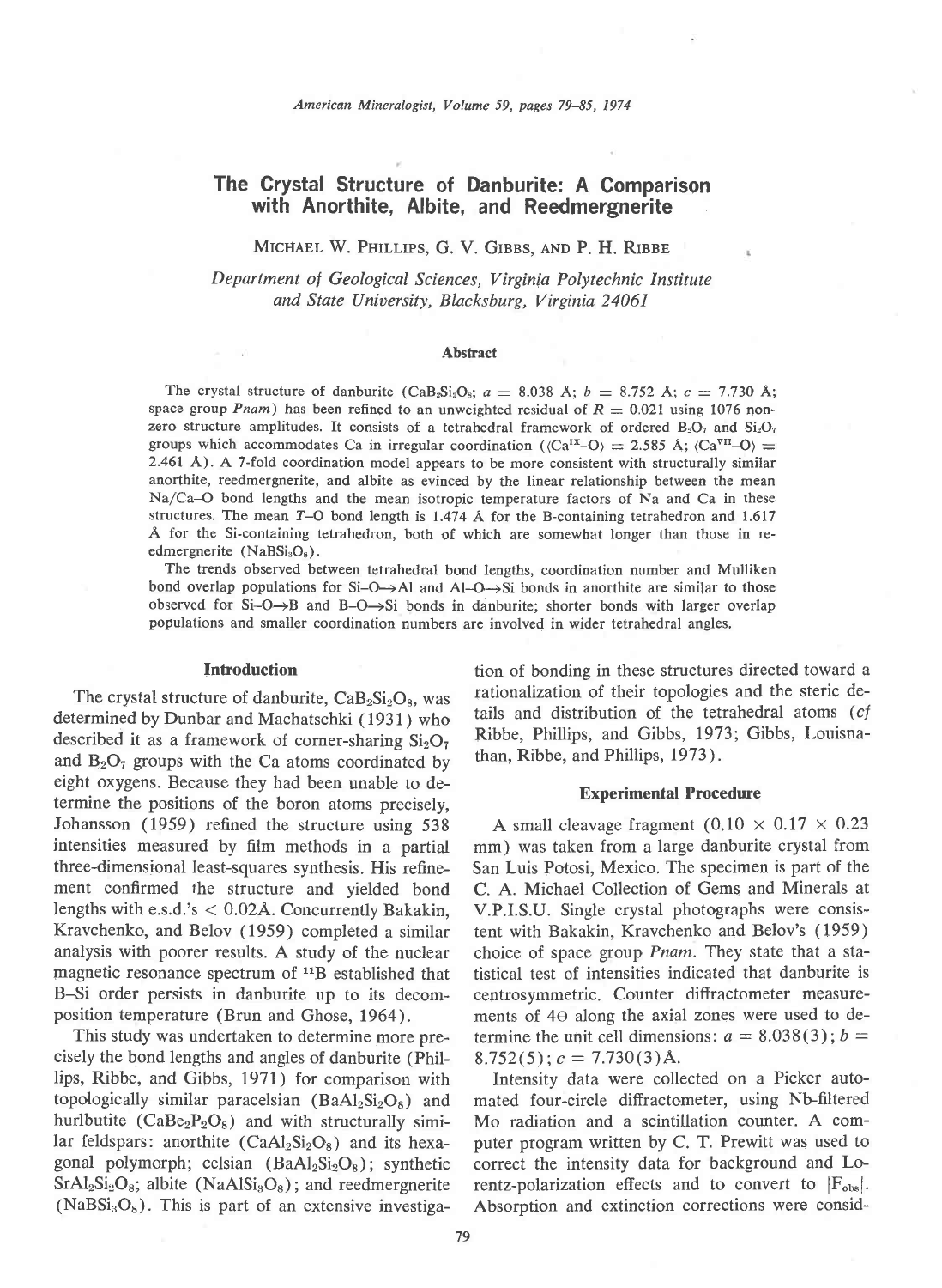# The Crystal Structure of Danburite: A Comparison with Anorthite, Albite, and Reedmergnerite

MICHAEL W. PHILLIPS, G. V. GIBBS, AND P. H. RIBBE

*Department of Geological Sciences, Virginia Polytechnic Institute and State University, Blacksburg, Virginia 24061*

### Abstract

The crystal structure of danburite ($CaB_2Si_2O_8$; $a$ = 8.038 Å; $b$ = 8.752 Å; $c$ = 7.730 Å; space group *Pnam*) has been refined to an unweighted residual of $R$ = 0.021 using 1076 nonzero structure amplitudes. It consists of a tetrahedral framework of ordered $B_2O_7$ and $Si_2O_7$ groups which accommodates Ca in irregular coordination ($\langle Ca^{IX}–O \rangle$ = 2.585 Å; $\langle Ca^{VII}–O \rangle$ = 2.461 Å). A 7-fold coordination model appears to be more consistent with structurally similar anorthite, reedmergnerite, and albite as evinced by the linear relationship between the mean Na/Ca–O bond lengths and the mean isotropic temperature factors of Na and Ca in these structures. The mean $T$–O bond length is 1.474 Å for the B-containing tetrahedron and 1.617 Å for the Si-containing tetrahedron, both of which are somewhat longer than those in reedmergnerite ($NaBSi_3O_8$).

The trends observed between tetrahedral bond lengths, coordination number and Mulliken bond overlap populations for Si–O→Al and Al–O→Si bonds in anorthite are similar to those observed for Si–O→B and B–O→Si bonds in danburite; shorter bonds with larger overlap populations and smaller coordination numbers are involved in wider tetrahedral angles.

### Introduction

The crystal structure of danburite, $CaB_2Si_2O_8$, was determined by Dunbar and Machatschki (1931) who described it as a framework of corner-sharing $Si_2O_7$ and $B_2O_7$ groups with the Ca atoms coordinated by eight oxygens. Because they had been unable to determine the positions of the boron atoms precisely, Johansson (1959) refined the structure using 538 intensities measured by film methods in a partial three-dimensional least-squares synthesis. His refinement confirmed the structure and yielded bond lengths with e.s.d.'s < 0.02Å. Concurrently Bakakin, Kravchenko, and Belov (1959) completed a similar analysis with poorer results. A study of the nuclear magnetic resonance spectrum of $^{11}B$ established that B–Si order persists in danburite up to its decomposition temperature (Brun and Ghose, 1964).

This study was undertaken to determine more precisely the bond lengths and angles of danburite (Phillips, Ribbe, and Gibbs, 1971) for comparison with topologically similar paracelsian ($BaAl_2Si_2O_8$) and hurlbutite ($CaBe_2P_2O_8$) and with structurally similar feldspars: anorthite ($CaAl_2Si_2O_8$) and its hexagonal polymorph; celsian ($BaAl_2Si_2O_8$); synthetic $SrAl_2Si_2O_8$; albite ($NaAlSi_3O_8$); and reedmergnerite ($NaBSi_3O_8$). This is part of an extensive investigation of bonding in these structures directed toward a rationalization of their topologies and the steric details and distribution of the tetrahedral atoms (*cf* Ribbe, Phillips, and Gibbs, 1973; Gibbs, Louisnathan, Ribbe, and Phillips, 1973).

### Experimental Procedure

A small cleavage fragment (0.10 × 0.17 × 0.23 mm) was taken from a large danburite crystal from San Luis Potosi, Mexico. The specimen is part of the C. A. Michael Collection of Gems and Minerals at V.P.I.S.U. Single crystal photographs were consistent with Bakakin, Kravchenko and Belov's (1959) choice of space group *Pnam*. They state that a statistical test of intensities indicated that danburite is centrosymmetric. Counter diffractometer measurements of 4Θ along the axial zones were used to determine the unit cell dimensions: $a$ = 8.038(3); $b$ = 8.752(5); $c$ = 7.730(3)Å.

Intensity data were collected on a Picker automated four-circle diffractometer, using Nb-filtered Mo radiation and a scintillation counter. A computer program written by C. T. Prewitt was used to correct the intensity data for background and Lorentz-polarization effects and to convert to $|F_{obs}|$. Absorption and extinction corrections were consid-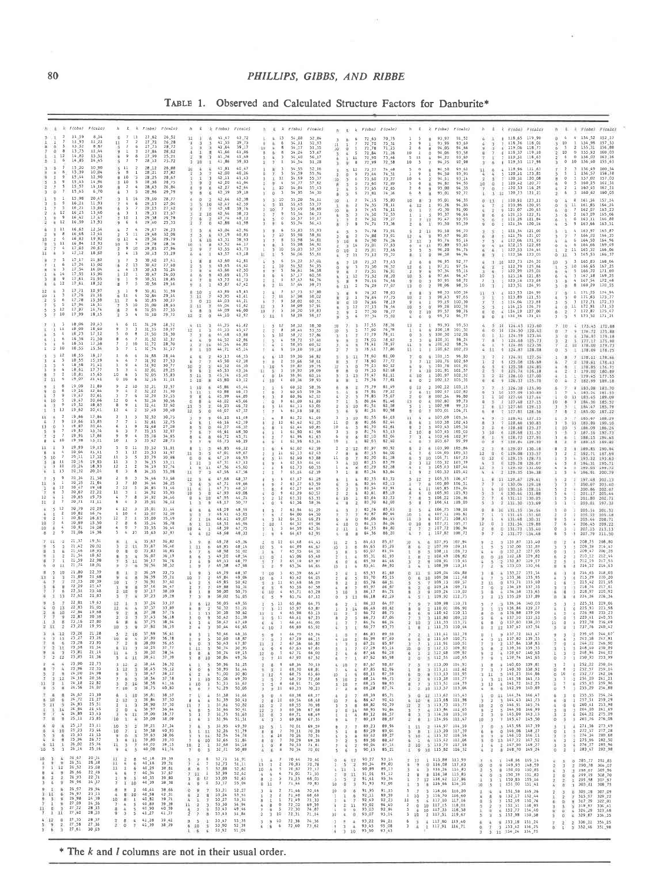TABLE 1. Observed and Calculated Structure Factors for Danburite*

\* The *k* and *l* columns are not in their usual order.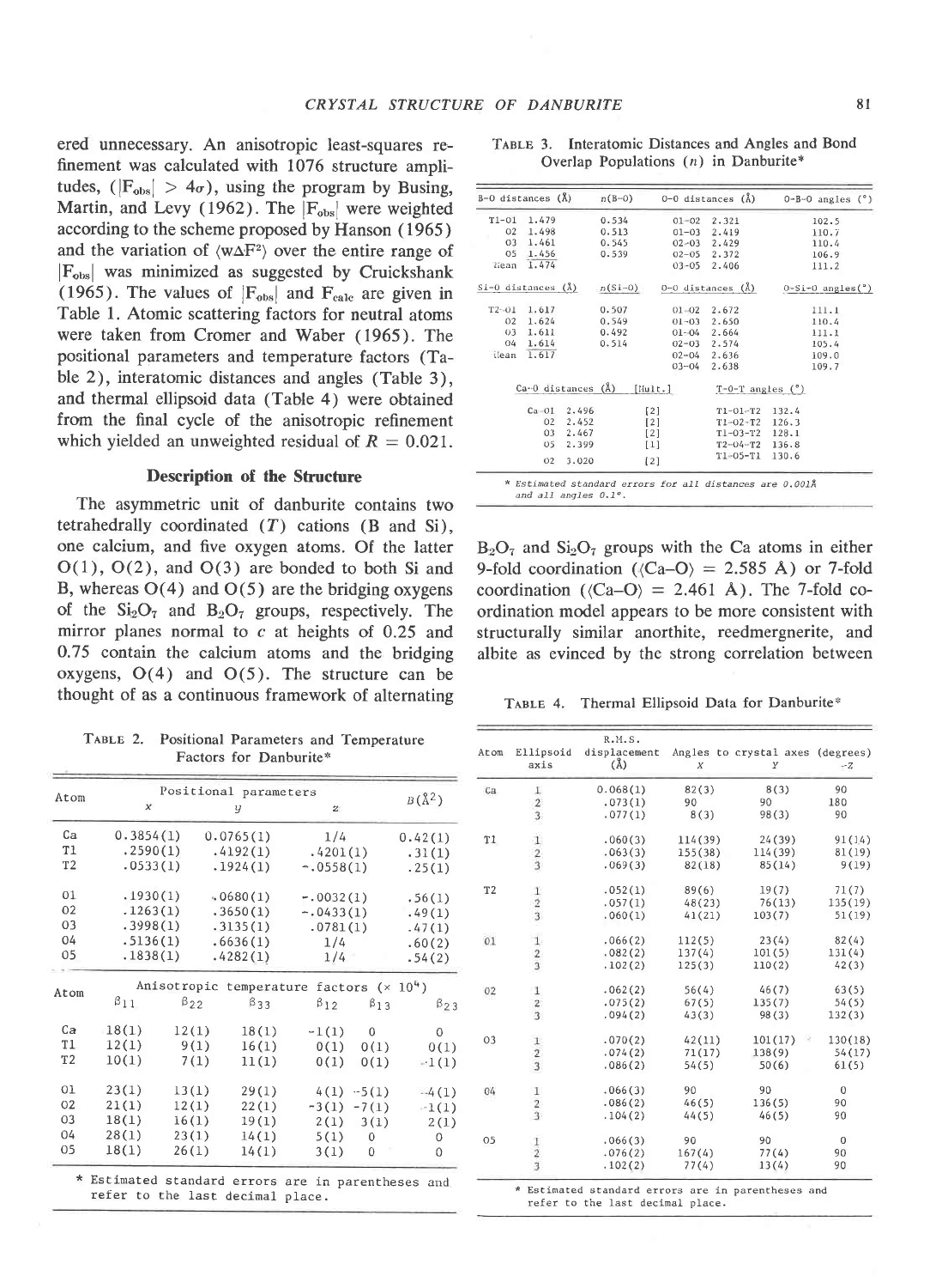ered unnecessary. An anisotropic least-squares refinement was calculated with 1076 structure amplitudes, ($|F_{obs}| > 4\sigma$), using the program by Busing, Martin, and Levy (1962). The $|F_{obs}|$ were weighted according to the scheme proposed by Hanson (1965) and the variation of $\langle w\Delta F^2 \rangle$ over the entire range of $|F_{obs}|$ was minimized as suggested by Cruickshank (1965). The values of $|F_{obs}|$ and $F_{calc}$ are given in Table 1. Atomic scattering factors for neutral atoms were taken from Cromer and Waber (1965). The positional parameters and temperature factors (Table 2), interatomic distances and angles (Table 3), and thermal ellipsoid data (Table 4) were obtained from the final cycle of the anisotropic refinement which yielded an unweighted residual of $R = 0.021$.

## Description of the Structure

The asymmetric unit of danburite contains two tetrahedrally coordinated ($T$) cations (B and Si), one calcium, and five oxygen atoms. Of the latter O(1), O(2), and O(3) are bonded to both Si and B, whereas O(4) and O(5) are the bridging oxygens of the $Si_2O_7$ and $B_2O_7$ groups, respectively. The mirror planes normal to c at heights of 0.25 and 0.75 contain the calcium atoms and the bridging oxygens, O(4) and O(5). The structure can be thought of as a continuous framework of alternating $B_2O_7$ and $Si_2O_7$ groups with the Ca atoms in either 9-fold coordination ($\langle$Ca–O$\rangle$ = 2.585 Å) or 7-fold coordination ($\langle$Ca–O$\rangle$ = 2.461 Å). The 7-fold coordination model appears to be more consistent with structurally similar anorthite, reedmergnerite, and albite as evinced by the strong correlation between

TABLE 2. Positional Parameters and Temperature Factors for Danburite*

| Atom | Positional parameters x | y | z | B(Å²) |
|---|---|---|---|---|
| Ca | 0.3854(1) | 0.0765(1) | 1/4 | 0.42(1) |
| T1 | .2590(1) | .4192(1) | .4201(1) | .31(1) |
| T2 | .0533(1) | .1924(1) | -.0558(1) | .25(1) |
| O1 | .1930(1) | .0680(1) | -.0032(1) | .56(1) |
| O2 | .1263(1) | .3650(1) | -.0433(1) | .49(1) |
| O3 | .3998(1) | .3135(1) | .0781(1) | .47(1) |
| O4 | .5136(1) | .6636(1) | 1/4 | .60(2) |
| O5 | .1838(1) | .4282(1) | 1/4 | .54(2) |

| Atom | Anisotropic temperature factors (× 10⁴) $\beta_{11}$ | $\beta_{22}$ | $\beta_{33}$ | $\beta_{12}$ | $\beta_{13}$ | $\beta_{23}$ |
|---|---|---|---|---|---|---|
| Ca | 18(1) | 12(1) | 18(1) | -1(1) | 0 | 0 |
| T1 | 12(1) | 9(1) | 16(1) | 0(1) | 0(1) | 0(1) |
| T2 | 10(1) | 7(1) | 11(1) | 0(1) | 0(1) | -1(1) |
| O1 | 23(1) | 13(1) | 29(1) | 4(1) | -5(1) | -4(1) |
| O2 | 21(1) | 12(1) | 22(1) | -3(1) | -7(1) | -1(1) |
| O3 | 18(1) | 16(1) | 19(1) | 2(1) | 3(1) | 2(1) |
| O4 | 28(1) | 23(1) | 14(1) | 5(1) | 0 | 0 |
| O5 | 18(1) | 26(1) | 14(1) | 3(1) | 0 | 0 |

* Estimated standard errors are in parentheses and refer to the last decimal place.

TABLE 3. Interatomic Distances and Angles and Bond Overlap Populations ($n$) in Danburite*

| B-O distances (Å) | | n(B-O) | O-O distances (Å) | | O-B-O angles (°) |
|---|---|---|---|---|---|
| T1-O1 | 1.479 | 0.534 | O1-O2 | 2.321 | 102.5 |
| O2 | 1.498 | 0.513 | O1-O3 | 2.419 | 110.7 |
| O3 | 1.461 | 0.545 | O2-O3 | 2.429 | 110.4 |
| O5 | 1.456 | 0.539 | O2-O5 | 2.372 | 106.9 |
| Mean | 1.474 | | O3-O5 | 2.406 | 111.2 |

| Si-O distances (Å) | | n(Si-O) | O-O distances (Å) | | O-Si-O angles (°) |
|---|---|---|---|---|---|
| T2-O1 | 1.617 | 0.507 | O1-O2 | 2.672 | 111.1 |
| O2 | 1.624 | 0.549 | O1-O3 | 2.650 | 110.4 |
| O3 | 1.611 | 0.492 | O1-O4 | 2.664 | 111.1 |
| O4 | 1.614 | 0.514 | O2-O3 | 2.574 | 105.4 |
| Mean | 1.617 | | O2-O4 | 2.636 | 109.0 |
| | | | O3-O4 | 2.638 | 109.7 |

| Ca-O distances (Å) | | [Mult.] | T-O-T angles (°) | |
|---|---|---|---|---|
| Ca-O1 | 2.496 | [2] | T1-O1-T2 | 132.4 |
| O2 | 2.452 | [2] | T1-O2-T2 | 126.3 |
| O3 | 2.467 | [2] | T1-O3-T2 | 128.1 |
| O5 | 2.399 | [1] | T2-O4-T2 | 136.8 |
| O2 | 3.020 | [2] | T1-O5-T1 | 130.6 |

* Estimated standard errors for all distances are 0.001Å and all angles 0.1°.

TABLE 4. Thermal Ellipsoid Data for Danburite*

| Atom | Ellipsoid axis | R.M.S. displacement (Å) | Angles to crystal axes (degrees) X | Y | -Z |
|---|---|---|---|---|---|
| Ca | 1 | 0.068(1) | 82(3) | 8(3) | 90 |
| | 2 | .073(1) | 90 | 90 | 180 |
| | 3 | .077(1) | 8(3) | 98(3) | 90 |
| T1 | 1 | .060(3) | 114(39) | 24(39) | 91(14) |
| | 2 | .063(3) | 155(38) | 114(39) | 81(19) |
| | 3 | .069(3) | 82(18) | 85(14) | 9(19) |
| T2 | 1 | .052(1) | 89(6) | 19(7) | 71(7) |
| | 2 | .057(1) | 48(23) | 76(13) | 135(19) |
| | 3 | .060(1) | 41(21) | 103(7) | 51(19) |
| O1 | 1 | .066(2) | 112(5) | 23(4) | 82(4) |
| | 2 | .082(2) | 137(4) | 101(5) | 131(4) |
| | 3 | .102(2) | 125(3) | 110(2) | 42(3) |
| O2 | 1 | .062(2) | 56(4) | 46(7) | 63(5) |
| | 2 | .075(2) | 67(5) | 135(7) | 54(5) |
| | 3 | .094(2) | 43(3) | 98(3) | 132(3) |
| O3 | 1 | .070(2) | 42(11) | 101(17) | 130(18) |
| | 2 | .074(2) | 71(17) | 138(9) | 54(17) |
| | 3 | .086(2) | 54(5) | 50(6) | 61(5) |
| O4 | 1 | .066(3) | 90 | 90 | 0 |
| | 2 | .086(2) | 46(5) | 136(5) | 90 |
| | 3 | .104(2) | 44(5) | 46(5) | 90 |
| O5 | 1 | .066(3) | 90 | 90 | 0 |
| | 2 | .076(2) | 167(4) | 77(4) | 90 |
| | 3 | .102(2) | 77(4) | 13(4) | 90 |

* Estimated standard errors are in parentheses and refer to the last decimal place.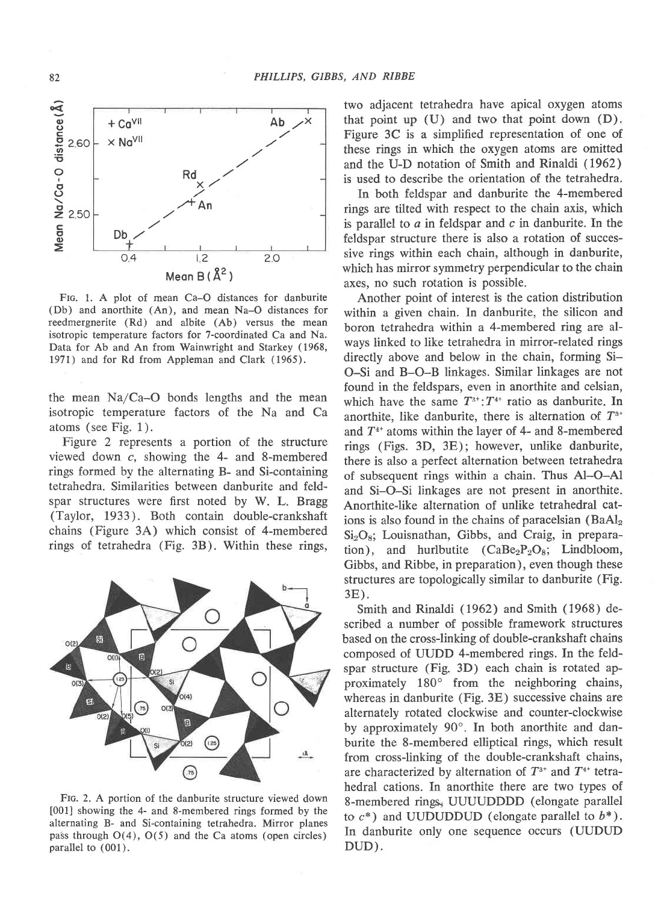FIG. 1. A plot of mean Ca–O distances for danburite (Db) and anorthite (An), and mean Na–O distances for reedmergnerite (Rd) and albite (Ab) versus the mean isotropic temperature factors for 7-coordinated Ca and Na. Data for Ab and An from Wainwright and Starkey (1968, 1971) and for Rd from Appleman and Clark (1965).

the mean Na/Ca–O bonds lengths and the mean isotropic temperature factors of the Na and Ca atoms (see Fig. 1).

Figure 2 represents a portion of the structure viewed down *c*, showing the 4- and 8-membered rings formed by the alternating B- and Si-containing tetrahedra. Similarities between danburite and feldspar structures were first noted by W. L. Bragg (Taylor, 1933). Both contain double-crankshaft chains (Figure 3A) which consist of 4-membered rings of tetrahedra (Fig. 3B). Within these rings, two adjacent tetrahedra have apical oxygen atoms that point up (U) and two that point down (D). Figure 3C is a simplified representation of one of these rings in which the oxygen atoms are omitted and the U-D notation of Smith and Rinaldi (1962) is used to describe the orientation of the tetrahedra.

FIG. 2. A portion of the danburite structure viewed down [001] showing the 4- and 8-membered rings formed by the alternating B- and Si-containing tetrahedra. Mirror planes pass through O(4), O(5) and the Ca atoms (open circles) parallel to (001).

In both feldspar and danburite the 4-membered rings are tilted with respect to the chain axis, which is parallel to *a* in feldspar and *c* in danburite. In the feldspar structure there is also a rotation of successive rings within each chain, although in danburite, which has mirror symmetry perpendicular to the chain axes, no such rotation is possible.

Another point of interest is the cation distribution within a given chain. In danburite, the silicon and boron tetrahedra within a 4-membered ring are always linked to like tetrahedra in mirror-related rings directly above and below in the chain, forming Si–O–Si and B–O–B linkages. Similar linkages are not found in the feldspars, even in anorthite and celsian, which have the same $T^{3+}:T^{4+}$ ratio as danburite. In anorthite, like danburite, there is alternation of $T^{3+}$ and $T^{4+}$ atoms within the layer of 4- and 8-membered rings (Figs. 3D, 3E); however, unlike danburite, there is also a perfect alternation between tetrahedra of subsequent rings within a chain. Thus Al–O–Al and Si–O–Si linkages are not present in anorthite. Anorthite-like alternation of unlike tetrahedral cations is also found in the chains of paracelsian ($BaAl_2Si_2O_8$; Louisnathan, Gibbs, and Craig, in preparation), and hurlbutite ($CaBe_2P_2O_8$; Lindbloom, Gibbs, and Ribbe, in preparation), even though these structures are topologically similar to danburite (Fig. 3E).

Smith and Rinaldi (1962) and Smith (1968) described a number of possible framework structures based on the cross-linking of double-crankshaft chains composed of UUDD 4-membered rings. In the feldspar structure (Fig. 3D) each chain is rotated approximately 180° from the neighboring chains, whereas in danburite (Fig. 3E) successive chains are alternately rotated clockwise and counter-clockwise by approximately 90°. In both anorthite and danburite the 8-membered elliptical rings, which result from cross-linking of the double-crankshaft chains, are characterized by alternation of $T^{3+}$ and $T^{4+}$ tetrahedral cations. In anorthite there are two types of 8-membered rings, UUUUDDDD (elongate parallel to $c^*$) and UUDUDDUD (elongate parallel to $b^*$). In danburite only one sequence occurs (UUDUD DUD).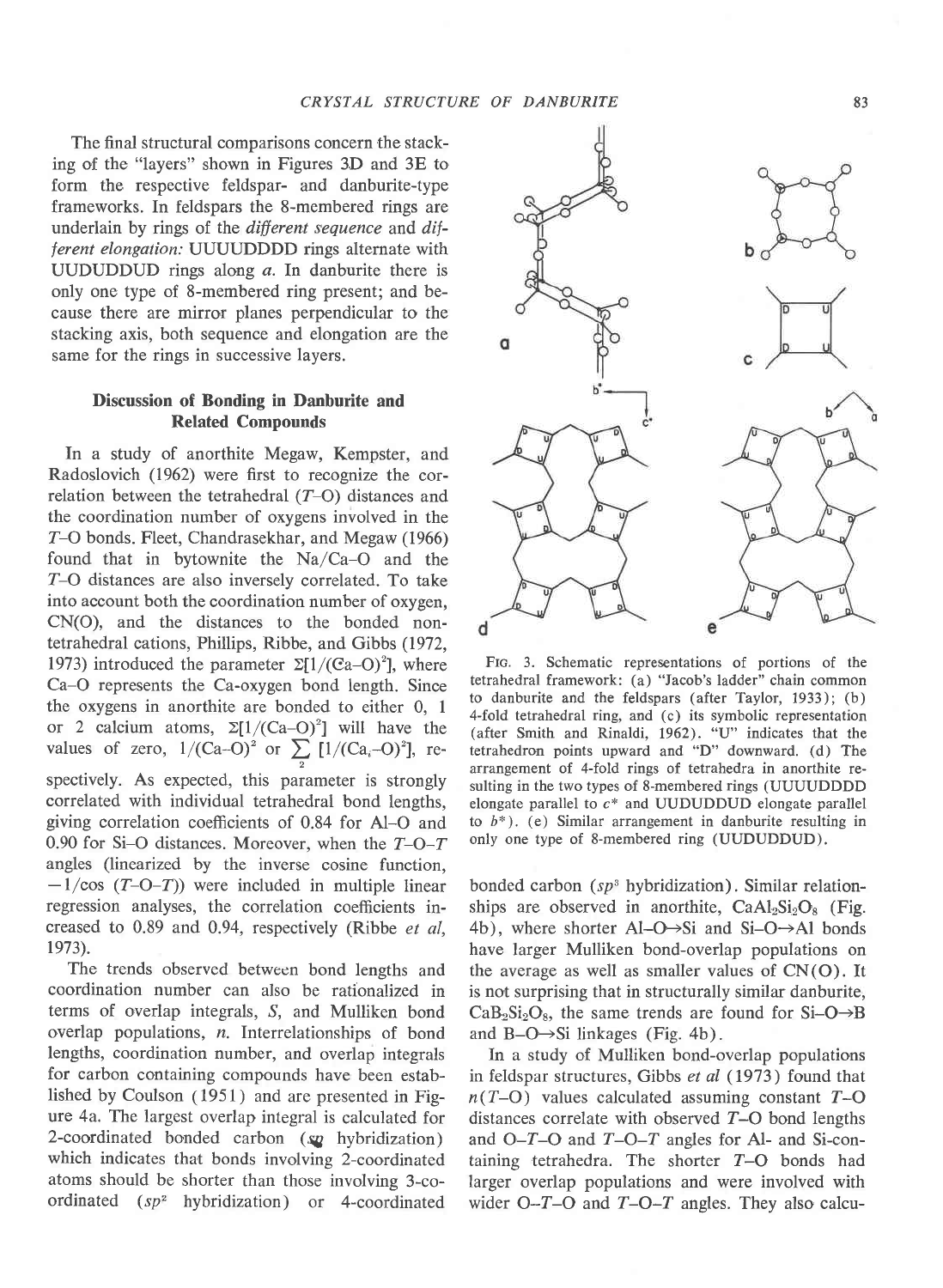The final structural comparisons concern the stacking of the "layers" shown in Figures 3D and 3E to form the respective feldspar- and danburite-type frameworks. In feldspars the 8-membered rings are underlain by rings of the *different sequence* and *different elongation:* UUUUDDDD rings alternate with UUDUDDUD rings along *a*. In danburite there is only one type of 8-membered ring present; and because there are mirror planes perpendicular to the stacking axis, both sequence and elongation are the same for the rings in successive layers.

## Discussion of Bonding in Danburite and Related Compounds

In a study of anorthite Megaw, Kempster, and Radoslovich (1962) were first to recognize the correlation between the tetrahedral ($T$–O) distances and the coordination number of oxygens involved in the $T$–O bonds. Fleet, Chandrasekhar, and Megaw (1966) found that in bytownite the Na/Ca–O and the $T$–O distances are also inversely correlated. To take into account both the coordination number of oxygen, CN(O), and the distances to the bonded non-tetrahedral cations, Phillips, Ribbe, and Gibbs (1972, 1973) introduced the parameter $\Sigma[1/(\text{Ca–O})^2]$, where Ca–O represents the Ca-oxygen bond length. Since the oxygens in anorthite are bonded to either 0, 1 or 2 calcium atoms, $\Sigma[1/(\text{Ca–O})^2]$ will have the values of zero, $1/(\text{Ca–O})^2$ or $\sum_2 [1/(\text{Ca}_i\text{–O})^2]$, respectively. As expected, this parameter is strongly correlated with individual tetrahedral bond lengths, giving correlation coefficients of 0.84 for Al–O and 0.90 for Si–O distances. Moreover, when the $T$–O–$T$ angles (linearized by the inverse cosine function, $-1/\cos(T\text{–O–}T)$) were included in multiple linear regression analyses, the correlation coefficients increased to 0.89 and 0.94, respectively (Ribbe *et al*, 1973).

The trends observed between bond lengths and coordination number can also be rationalized in terms of overlap integrals, $S$, and Mulliken bond overlap populations, $n$. Interrelationships of bond lengths, coordination number, and overlap integrals for carbon containing compounds have been established by Coulson (1951) and are presented in Figure 4a. The largest overlap integral is calculated for 2-coordinated bonded carbon ($sp$ hybridization) which indicates that bonds involving 2-coordinated atoms should be shorter than those involving 3-coordinated ($sp^2$ hybridization) or 4-coordinated bonded carbon ($sp^3$ hybridization). Similar relationships are observed in anorthite, $CaAl_2Si_2O_8$ (Fig. 4b), where shorter Al–O→Si and Si–O→Al bonds have larger Mulliken bond-overlap populations on the average as well as smaller values of CN(O). It is not surprising that in structurally similar danburite, $CaB_2Si_2O_8$, the same trends are found for Si–O→B and B–O→Si linkages (Fig. 4b).

In a study of Mulliken bond-overlap populations in feldspar structures, Gibbs *et al* (1973) found that $n(T\text{–O})$ values calculated assuming constant $T$–O distances correlate with observed $T$–O bond lengths and O–$T$–O and $T$–O–$T$ angles for Al- and Si-containing tetrahedra. The shorter $T$–O bonds had larger overlap populations and were involved with wider O–$T$–O and $T$–O–$T$ angles. They also calcu-

FIG. 3. Schematic representations of portions of the tetrahedral framework: (a) "Jacob's ladder" chain common to danburite and the feldspars (after Taylor, 1933); (b) 4-fold tetrahedral ring, and (c) its symbolic representation (after Smith and Rinaldi, 1962). "U" indicates that the tetrahedron points upward and "D" downward. (d) The arrangement of 4-fold rings of tetrahedra in anorthite resulting in the two types of 8-membered rings (UUUUDDDD elongate parallel to $c^*$ and UUDUDDUD elongate parallel to $b^*$). (e) Similar arrangement in danburite resulting in only one type of 8-membered ring (UUDUDDUD).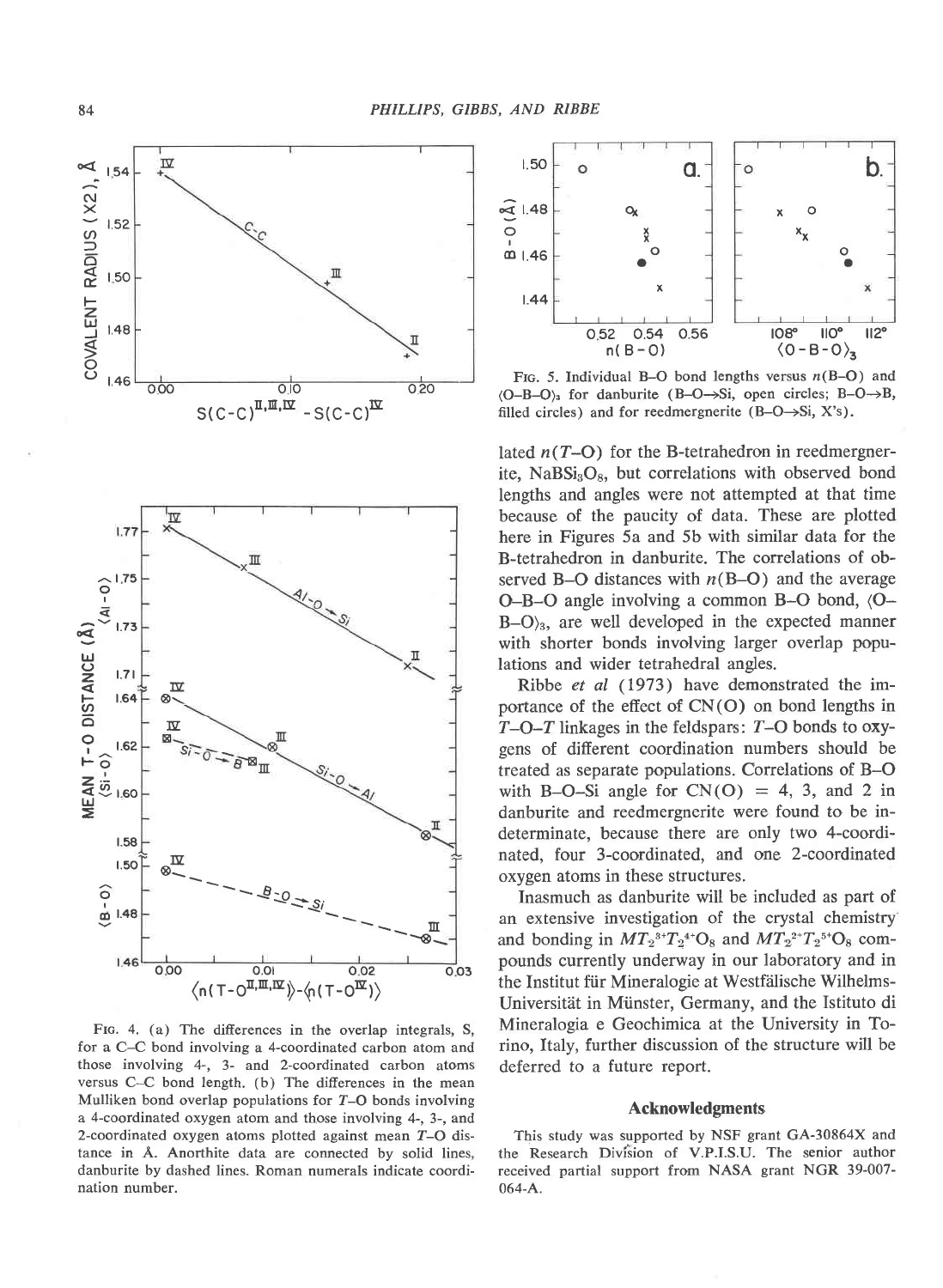FIG. 4. (a) The differences in the overlap integrals, S, for a C–C bond involving a 4-coordinated carbon atom and those involving 4-, 3- and 2-coordinated carbon atoms versus C–C bond length. (b) The differences in the mean Mulliken bond overlap populations for $T$–O bonds involving a 4-coordinated oxygen atom and those involving 4-, 3-, and 2-coordinated oxygen atoms plotted against mean $T$–O distance in Å. Anorthite data are connected by solid lines, danburite by dashed lines. Roman numerals indicate coordination number.

FIG. 5. Individual B–O bond lengths versus $n$(B–O) and $\langle$O–B–O$\rangle_3$ for danburite (B–O→Si, open circles; B–O→B, filled circles) and for reedmergnerite (B–O→Si, X's).

lated $n(T\text{–O})$ for the B-tetrahedron in reedmergnerite, $NaBSi_3O_8$, but correlations with observed bond lengths and angles were not attempted at that time because of the paucity of data. These are plotted here in Figures 5a and 5b with similar data for the B-tetrahedron in danburite. The correlations of observed B–O distances with $n$(B–O) and the average O–B–O angle involving a common B–O bond, $\langle$O–B–O$\rangle_3$, are well developed in the expected manner with shorter bonds involving larger overlap populations and wider tetrahedral angles.

Ribbe *et al* (1973) have demonstrated the importance of the effect of CN(O) on bond lengths in $T$–O–$T$ linkages in the feldspars: $T$–O bonds to oxygens of different coordination numbers should be treated as separate populations. Correlations of B–O with B–O–Si angle for CN(O) = 4, 3, and 2 in danburite and reedmergnerite were found to be indeterminate, because there are only two 4-coordinated, four 3-coordinated, and one 2-coordinated oxygen atoms in these structures.

Inasmuch as danburite will be included as part of an extensive investigation of the crystal chemistry and bonding in $MT_2^{3+}T_2^{4+}O_8$ and $MT_2^{2+}T_2^{5+}O_8$ compounds currently underway in our laboratory and in the Institut für Mineralogie at Westfälische Wilhelms-Universität in Münster, Germany, and the Istituto di Mineralogia e Geochimica at the University in Torino, Italy, further discussion of the structure will be deferred to a future report.

## Acknowledgments

This study was supported by NSF grant GA-30864X and the Research Division of V.P.I.S.U. The senior author received partial support from NASA grant NGR 39-007-064-A.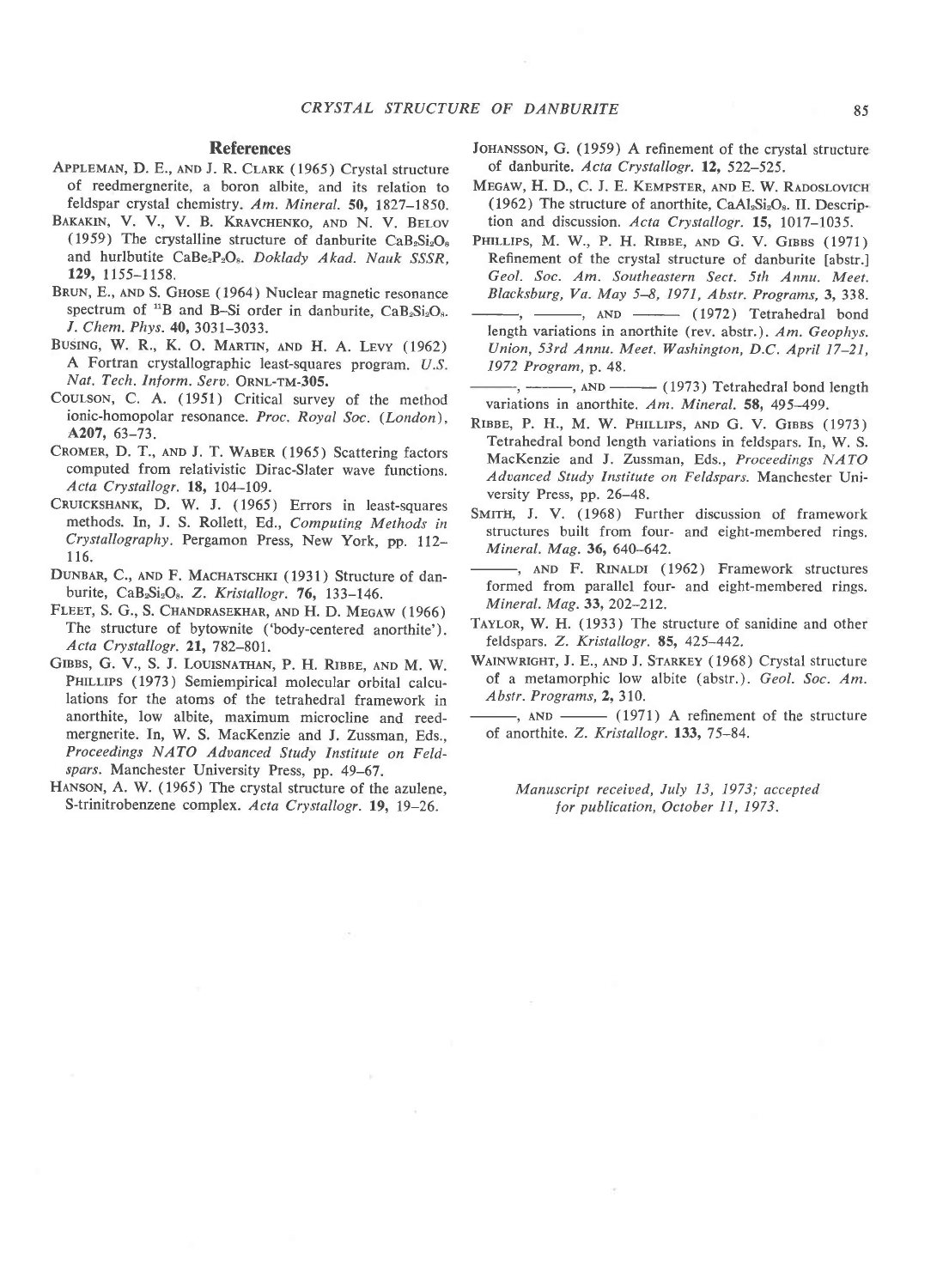## References

Appleman, D. E., and J. R. Clark (1965) Crystal structure of reedmergnerite, a boron albite, and its relation to feldspar crystal chemistry. *Am. Mineral.* **50,** 1827–1850.

Bakakin, V. V., V. B. Kravchenko, and N. V. Belov (1959) The crystalline structure of danburite $CaB_2Si_2O_8$ and hurlbutite $CaBe_2P_2O_8$. *Doklady Akad. Nauk SSSR,* **129,** 1155–1158.

Brun, E., and S. Ghose (1964) Nuclear magnetic resonance spectrum of $^{11}B$ and B–Si order in danburite, $CaB_2Si_2O_8$. *J. Chem. Phys.* **40,** 3031–3033.

Busing, W. R., K. O. Martin, and H. A. Levy (1962) A Fortran crystallographic least-squares program. *U.S. Nat. Tech. Inform. Serv.* ORNL-TM-**305.**

Coulson, C. A. (1951) Critical survey of the method ionic-homopolar resonance. *Proc. Royal Soc. (London),* **A207,** 63–73.

Cromer, D. T., and J. T. Waber (1965) Scattering factors computed from relativistic Dirac-Slater wave functions. *Acta Crystallogr.* **18,** 104–109.

Cruickshank, D. W. J. (1965) Errors in least-squares methods. In, J. S. Rollett, Ed., *Computing Methods in Crystallography.* Pergamon Press, New York, pp. 112–116.

Dunbar, C., and F. Machatschki (1931) Structure of danburite, $CaB_2Si_2O_8$. *Z. Kristallogr.* **76,** 133–146.

Fleet, S. G., S. Chandrasekhar, and H. D. Megaw (1966) The structure of bytownite ('body-centered anorthite'). *Acta Crystallogr.* **21,** 782–801.

Gibbs, G. V., S. J. Louisnathan, P. H. Ribbe, and M. W. Phillips (1973) Semiempirical molecular orbital calculations for the atoms of the tetrahedral framework in anorthite, low albite, maximum microcline and reedmergnerite. In, W. S. MacKenzie and J. Zussman, Eds., *Proceedings NATO Advanced Study Institute on Feldspars.* Manchester University Press, pp. 49–67.

Hanson, A. W. (1965) The crystal structure of the azulene, S-trinitrobenzene complex. *Acta Crystallogr.* **19,** 19–26.

Johansson, G. (1959) A refinement of the crystal structure of danburite. *Acta Crystallogr.* **12,** 522–525.

Megaw, H. D., C. J. E. Kempster, and E. W. Radoslovich (1962) The structure of anorthite, $CaAl_2Si_2O_8$. II. Description and discussion. *Acta Crystallogr.* **15,** 1017–1035.

Phillips, M. W., P. H. Ribbe, and G. V. Gibbs (1971) Refinement of the crystal structure of danburite [abstr.] *Geol. Soc. Am. Southeastern Sect. 5th Annu. Meet. Blacksburg, Va. May 5–8, 1971, Abstr. Programs,* **3,** 338.

———, ———, and ——— (1972) Tetrahedral bond length variations in anorthite (rev. abstr.). *Am. Geophys. Union, 53rd Annu. Meet. Washington, D.C. April 17–21, 1972 Program,* p. 48.

———, ———, and ——— (1973) Tetrahedral bond length variations in anorthite. *Am. Mineral.* **58,** 495–499.

Ribbe, P. H., M. W. Phillips, and G. V. Gibbs (1973) Tetrahedral bond length variations in feldspars. In, W. S. MacKenzie and J. Zussman, Eds., *Proceedings NATO Advanced Study Institute on Feldspars.* Manchester University Press, pp. 26–48.

Smith, J. V. (1968) Further discussion of framework structures built from four- and eight-membered rings. *Mineral. Mag.* **36,** 640–642.

———, and F. Rinaldi (1962) Framework structures formed from parallel four- and eight-membered rings. *Mineral. Mag.* **33,** 202–212.

Taylor, W. H. (1933) The structure of sanidine and other feldspars. *Z. Kristallogr.* **85,** 425–442.

Wainwright, J. E., and J. Starkey (1968) Crystal structure of a metamorphic low albite (abstr.). *Geol. Soc. Am. Abstr. Programs,* **2,** 310.

———, and ——— (1971) A refinement of the structure of anorthite. *Z. Kristallogr.* **133,** 75–84.

*Manuscript received, July 13, 1973; accepted for publication, October 11, 1973.*